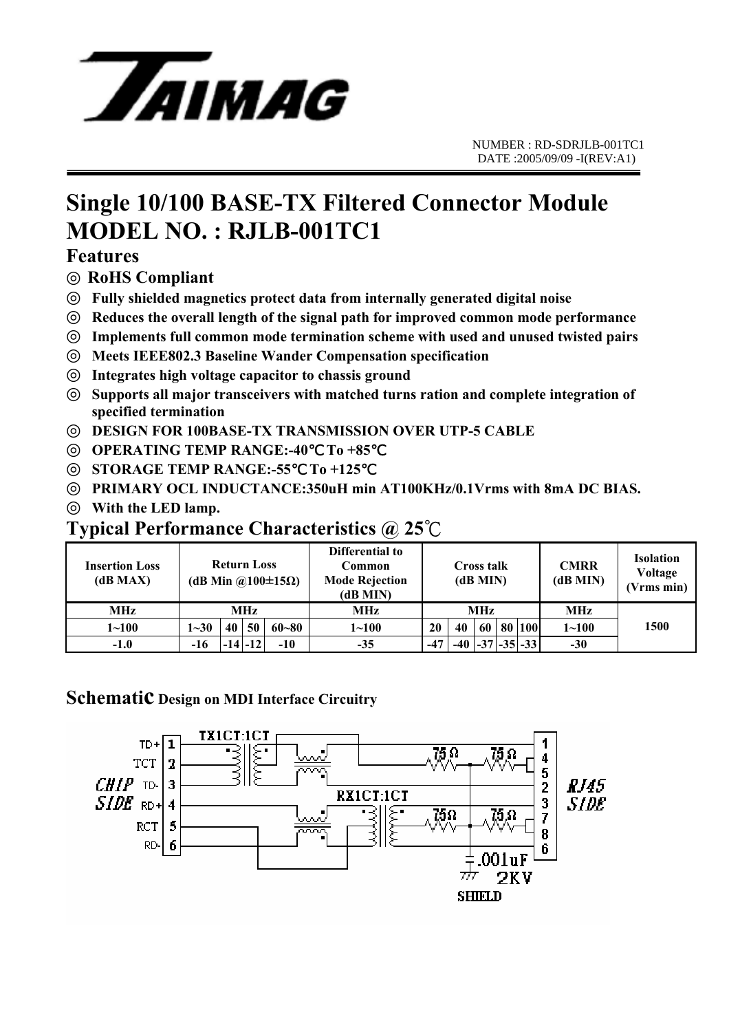NUMBER : RD-SDRJLB-001TC1
DATE :2005/09/09 -I(REV:A1)

# Single 10/100 BASE-TX Filtered Connector Module
# MODEL NO. : RJLB-001TC1

## Features

- ◎ **RoHS Compliant**
- ◎ **Fully shielded magnetics protect data from internally generated digital noise**
- ◎ **Reduces the overall length of the signal path for improved common mode performance**
- ◎ **Implements full common mode termination scheme with used and unused twisted pairs**
- ◎ **Meets IEEE802.3 Baseline Wander Compensation specification**
- ◎ **Integrates high voltage capacitor to chassis ground**
- ◎ **Supports all major transceivers with matched turns ration and complete integration of specified termination**
- ◎ **DESIGN FOR 100BASE-TX TRANSMISSION OVER UTP-5 CABLE**
- ◎ **OPERATING TEMP RANGE:-40℃ To +85℃**
- ◎ **STORAGE TEMP RANGE:-55℃ To +125℃**
- ◎ **PRIMARY OCL INDUCTANCE:350uH min AT100KHz/0.1Vrms with 8mA DC BIAS.**
- ◎ **With the LED lamp.**

## Typical Performance Characteristics @ 25℃

| Insertion Loss (dB MAX) | Return Loss (dB Min @100±15Ω) | | | | Differential to Common Mode Rejection (dB MIN) | Cross talk (dB MIN) | | | | | CMRR (dB MIN) | Isolation Voltage (Vrms min) |
|---|---|---|---|---|---|---|---|---|---|---|---|---|
| MHz | MHz | | | | MHz | MHz | | | | | MHz | 1500 |
| 1~100 | 1~30 | 40 | 50 | 60~80 | 1~100 | 20 | 40 | 60 | 80 | 100 | 1~100 | |
| -1.0 | -16 | -14 | -12 | -10 | -35 | -47 | -40 | -37 | -35 | -33 | -30 | |

## Schematic Design on MDI Interface Circuitry

CHIP SIDE: TD+ 1, TCT 2, TD- 3, RD+ 4, RCT 5, RD- 6

TX1CT:1CT, RX1CT:1CT, 75Ω, 75Ω, 75Ω, 75Ω, .001uF 2KV, SHIELD

RJ45 SIDE: 1, 4, 5, 2, 3, 7, 8, 6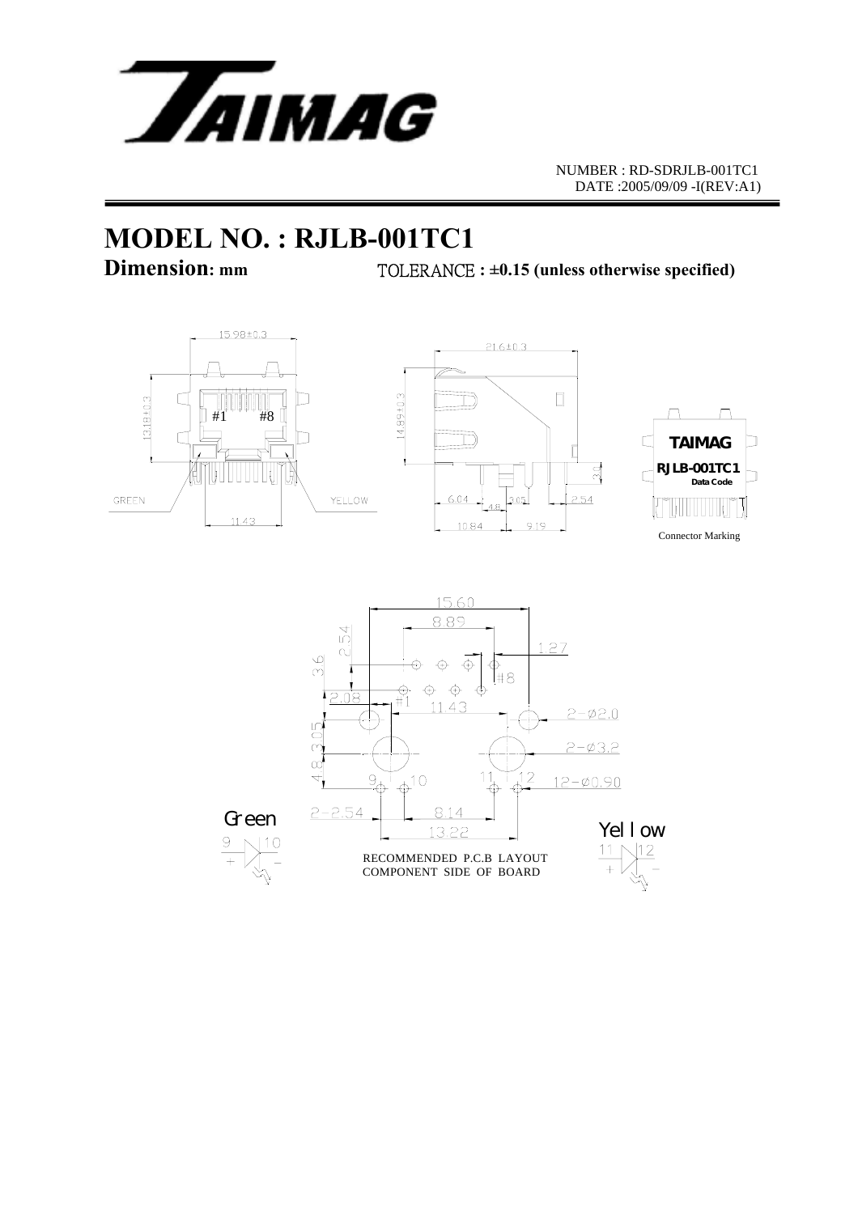NUMBER : RD-SDRJLB-001TC1
DATE :2005/09/09 -I(REV:A1)

# MODEL NO. : RJLB-001TC1

**Dimension: mm** TOLERANCE **: ±0.15 (unless otherwise specified)**

15.98±0.3

13.18±0.3

#1 #8

GREEN YELLOW

11.43

21.6±0.3

14.89±0.3

3.0

6.04 4.8 3.05 2.54

10.84 9.19

TAIMAG
RJLB-001TC1
Data Code

Connector Marking

15.60

8.89

2.54

3.6

1.27

#8

2.08

#1

11.43

2−Ø2.0

4.8

3.05

2−Ø3.2

9 10 11 12

12−Ø0.90

2−2.54

8.14

13.22

Green

9 10
+ −

Yellow

11 12
+ −

RECOMMENDED P.C.B LAYOUT
COMPONENT SIDE OF BOARD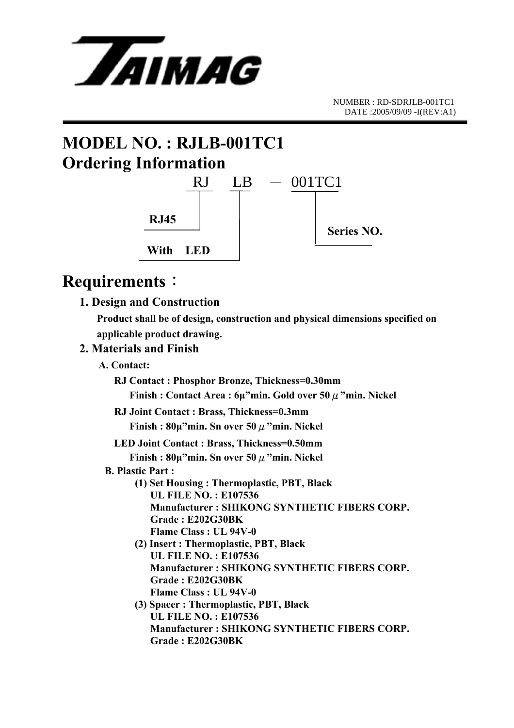# TAIMAG

NUMBER : RD-SDRJLB-001TC1
DATE :2005/09/09 -I(REV:A1)

# MODEL NO. : RJLB-001TC1

## Ordering Information

RJ LB — 001TC1

- RJ: **RJ45**
- LB: **With LED**
- 001TC1: **Series NO.**

# Requirements：

### 1. Design and Construction

**Product shall be of design, construction and physical dimensions specified on applicable product drawing.**

### 2. Materials and Finish

**A. Contact:**

**RJ Contact : Phosphor Bronze, Thickness=0.30mm**

**Finish : Contact Area : 6μ”min. Gold over 50 μ”min. Nickel**

**RJ Joint Contact : Brass, Thickness=0.3mm**

**Finish : 80μ”min. Sn over 50 μ”min. Nickel**

**LED Joint Contact : Brass, Thickness=0.50mm**

**Finish : 80μ”min. Sn over 50 μ”min. Nickel**

**B. Plastic Part :**

**(1) Set Housing : Thermoplastic, PBT, Black**
**UL FILE NO. : E107536**
**Manufacturer : SHIKONG SYNTHETIC FIBERS CORP.**
**Grade : E202G30BK**
**Flame Class : UL 94V-0**

**(2) Insert : Thermoplastic, PBT, Black**
**UL FILE NO. : E107536**
**Manufacturer : SHIKONG SYNTHETIC FIBERS CORP.**
**Grade : E202G30BK**
**Flame Class : UL 94V-0**

**(3) Spacer : Thermoplastic, PBT, Black**
**UL FILE NO. : E107536**
**Manufacturer : SHIKONG SYNTHETIC FIBERS CORP.**
**Grade : E202G30BK**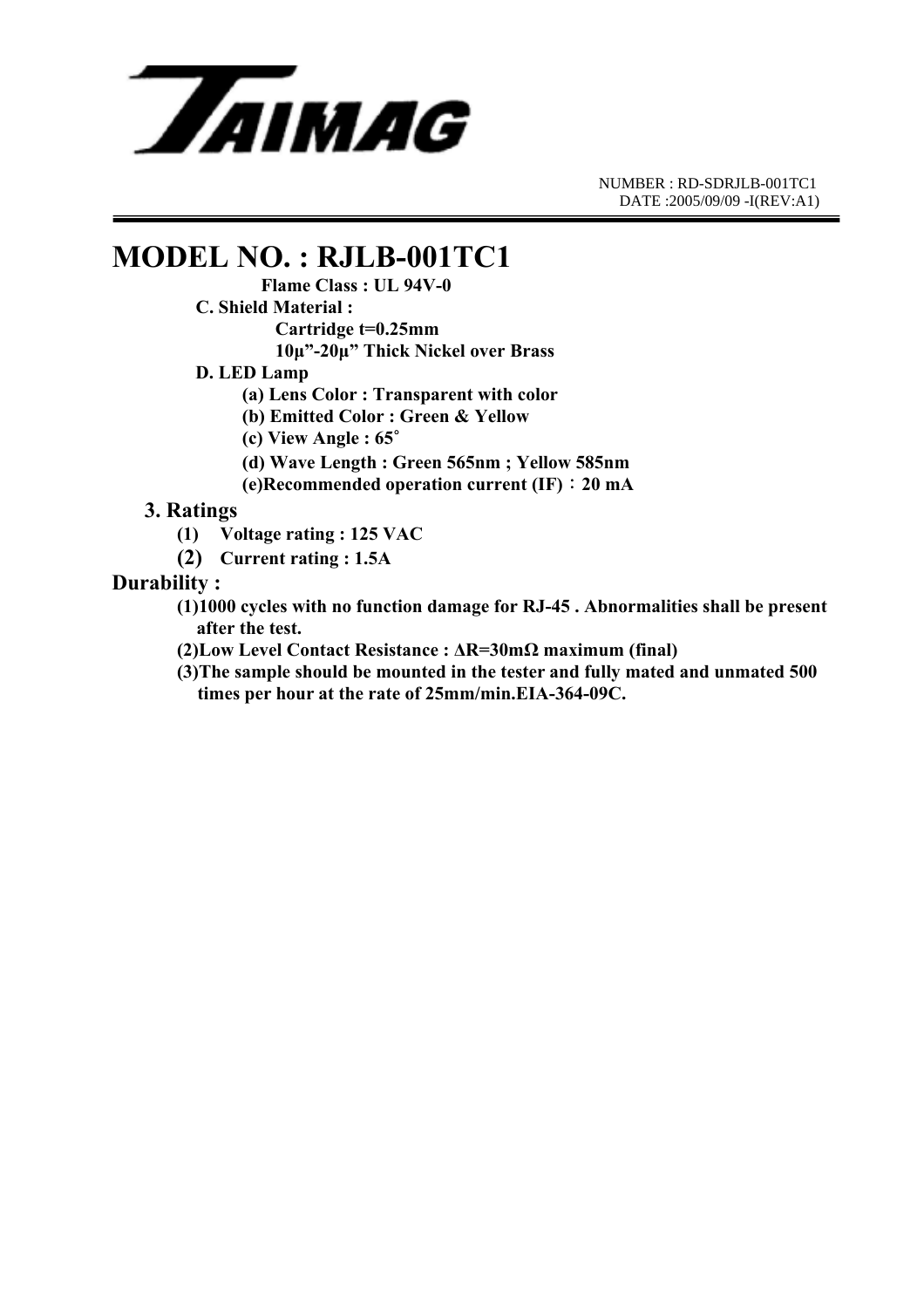NUMBER : RD-SDRJLB-001TC1
DATE :2005/09/09 -I(REV:A1)

# MODEL NO. : RJLB-001TC1

**Flame Class : UL 94V-0**

**C. Shield Material :**

**Cartridge t=0.25mm**

**10μ"-20μ" Thick Nickel over Brass**

**D. LED Lamp**

**(a) Lens Color : Transparent with color**

**(b) Emitted Color : Green & Yellow**

**(c) View Angle : 65°**

**(d) Wave Length : Green 565nm ; Yellow 585nm**

**(e)Recommended operation current (IF)：20 mA**

## 3. Ratings

**(1) Voltage rating : 125 VAC**

**(2) Current rating : 1.5A**

## Durability :

**(1)1000 cycles with no function damage for RJ-45 . Abnormalities shall be present after the test.**

**(2)Low Level Contact Resistance : ΔR=30mΩ maximum (final)**

**(3)The sample should be mounted in the tester and fully mated and unmated 500 times per hour at the rate of 25mm/min.EIA-364-09C.**